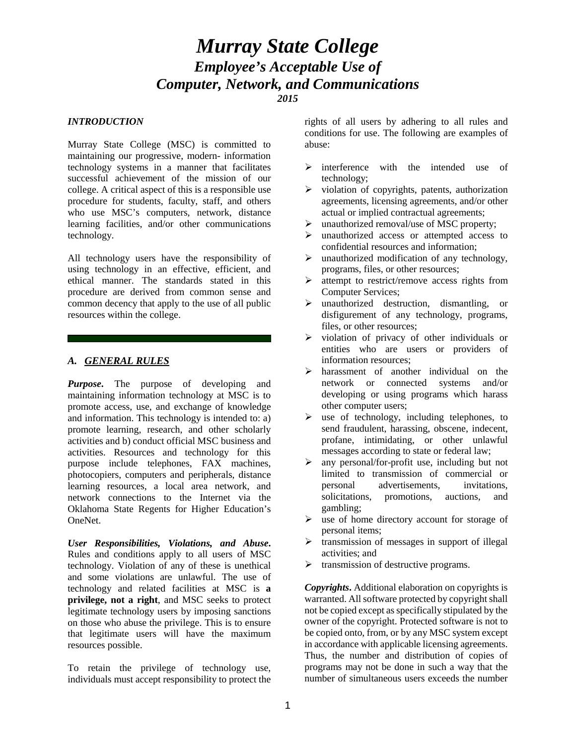# *Murray State College*
## *Employee's Acceptable Use of Computer, Network, and Communications*
### *2015*

#### *INTRODUCTION*

Murray State College (MSC) is committed to maintaining our progressive, modern- information technology systems in a manner that facilitates successful achievement of the mission of our college. A critical aspect of this is a responsible use procedure for students, faculty, staff, and others who use MSC's computers, network, distance learning facilities, and/or other communications technology.

All technology users have the responsibility of using technology in an effective, efficient, and ethical manner. The standards stated in this procedure are derived from common sense and common decency that apply to the use of all public resources within the college.

## *A. GENERAL RULES*

***Purpose***. The purpose of developing and maintaining information technology at MSC is to promote access, use, and exchange of knowledge and information. This technology is intended to: a) promote learning, research, and other scholarly activities and b) conduct official MSC business and activities. Resources and technology for this purpose include telephones, FAX machines, photocopiers, computers and peripherals, distance learning resources, a local area network, and network connections to the Internet via the Oklahoma State Regents for Higher Education's OneNet.

***User Responsibilities, Violations, and Abuse***. Rules and conditions apply to all users of MSC technology. Violation of any of these is unethical and some violations are unlawful. The use of technology and related facilities at MSC is **a privilege, not a right**, and MSC seeks to protect legitimate technology users by imposing sanctions on those who abuse the privilege. This is to ensure that legitimate users will have the maximum resources possible.

To retain the privilege of technology use, individuals must accept responsibility to protect the rights of all users by adhering to all rules and conditions for use. The following are examples of abuse:

- interference with the intended use of technology;
- violation of copyrights, patents, authorization agreements, licensing agreements, and/or other actual or implied contractual agreements;
- unauthorized removal/use of MSC property;
- unauthorized access or attempted access to confidential resources and information;
- unauthorized modification of any technology, programs, files, or other resources;
- attempt to restrict/remove access rights from Computer Services;
- unauthorized destruction, dismantling, or disfigurement of any technology, programs, files, or other resources;
- violation of privacy of other individuals or entities who are users or providers of information resources;
- harassment of another individual on the network or connected systems and/or developing or using programs which harass other computer users;
- use of technology, including telephones, to send fraudulent, harassing, obscene, indecent, profane, intimidating, or other unlawful messages according to state or federal law;
- any personal/for-profit use, including but not limited to transmission of commercial or personal advertisements, invitations, solicitations, promotions, auctions, and gambling;
- use of home directory account for storage of personal items;
- transmission of messages in support of illegal activities; and
- transmission of destructive programs.

***Copyrights***. Additional elaboration on copyrights is warranted. All software protected by copyright shall not be copied except as specifically stipulated by the owner of the copyright. Protected software is not to be copied onto, from, or by any MSC system except in accordance with applicable licensing agreements. Thus, the number and distribution of copies of programs may not be done in such a way that the number of simultaneous users exceeds the number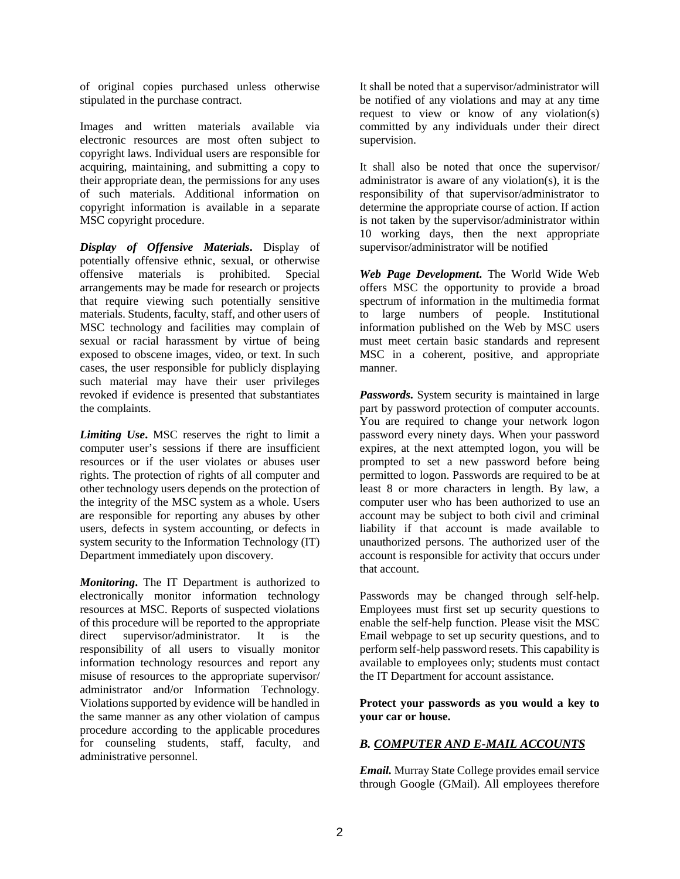of original copies purchased unless otherwise stipulated in the purchase contract.

Images and written materials available via electronic resources are most often subject to copyright laws. Individual users are responsible for acquiring, maintaining, and submitting a copy to their appropriate dean, the permissions for any uses of such materials. Additional information on copyright information is available in a separate MSC copyright procedure.

***Display of Offensive Materials*.** Display of potentially offensive ethnic, sexual, or otherwise offensive materials is prohibited. Special arrangements may be made for research or projects that require viewing such potentially sensitive materials. Students, faculty, staff, and other users of MSC technology and facilities may complain of sexual or racial harassment by virtue of being exposed to obscene images, video, or text. In such cases, the user responsible for publicly displaying such material may have their user privileges revoked if evidence is presented that substantiates the complaints.

***Limiting Use*.** MSC reserves the right to limit a computer user's sessions if there are insufficient resources or if the user violates or abuses user rights. The protection of rights of all computer and other technology users depends on the protection of the integrity of the MSC system as a whole. Users are responsible for reporting any abuses by other users, defects in system accounting, or defects in system security to the Information Technology (IT) Department immediately upon discovery.

***Monitoring*.** The IT Department is authorized to electronically monitor information technology resources at MSC. Reports of suspected violations of this procedure will be reported to the appropriate direct supervisor/administrator. It is the responsibility of all users to visually monitor information technology resources and report any misuse of resources to the appropriate supervisor/ administrator and/or Information Technology. Violations supported by evidence will be handled in the same manner as any other violation of campus procedure according to the applicable procedures for counseling students, staff, faculty, and administrative personnel.

It shall be noted that a supervisor/administrator will be notified of any violations and may at any time request to view or know of any violation(s) committed by any individuals under their direct supervision.

It shall also be noted that once the supervisor/ administrator is aware of any violation(s), it is the responsibility of that supervisor/administrator to determine the appropriate course of action. If action is not taken by the supervisor/administrator within 10 working days, then the next appropriate supervisor/administrator will be notified

***Web Page Development*.** The World Wide Web offers MSC the opportunity to provide a broad spectrum of information in the multimedia format to large numbers of people. Institutional information published on the Web by MSC users must meet certain basic standards and represent MSC in a coherent, positive, and appropriate manner.

***Passwords*.** System security is maintained in large part by password protection of computer accounts. You are required to change your network logon password every ninety days. When your password expires, at the next attempted logon, you will be prompted to set a new password before being permitted to logon. Passwords are required to be at least 8 or more characters in length. By law, a computer user who has been authorized to use an account may be subject to both civil and criminal liability if that account is made available to unauthorized persons. The authorized user of the account is responsible for activity that occurs under that account.

Passwords may be changed through self-help. Employees must first set up security questions to enable the self-help function. Please visit the MSC Email webpage to set up security questions, and to perform self-help password resets. This capability is available to employees only; students must contact the IT Department for account assistance.

**Protect your passwords as you would a key to your car or house.**

### *B. COMPUTER AND E-MAIL ACCOUNTS*

***Email.*** Murray State College provides email service through Google (GMail). All employees therefore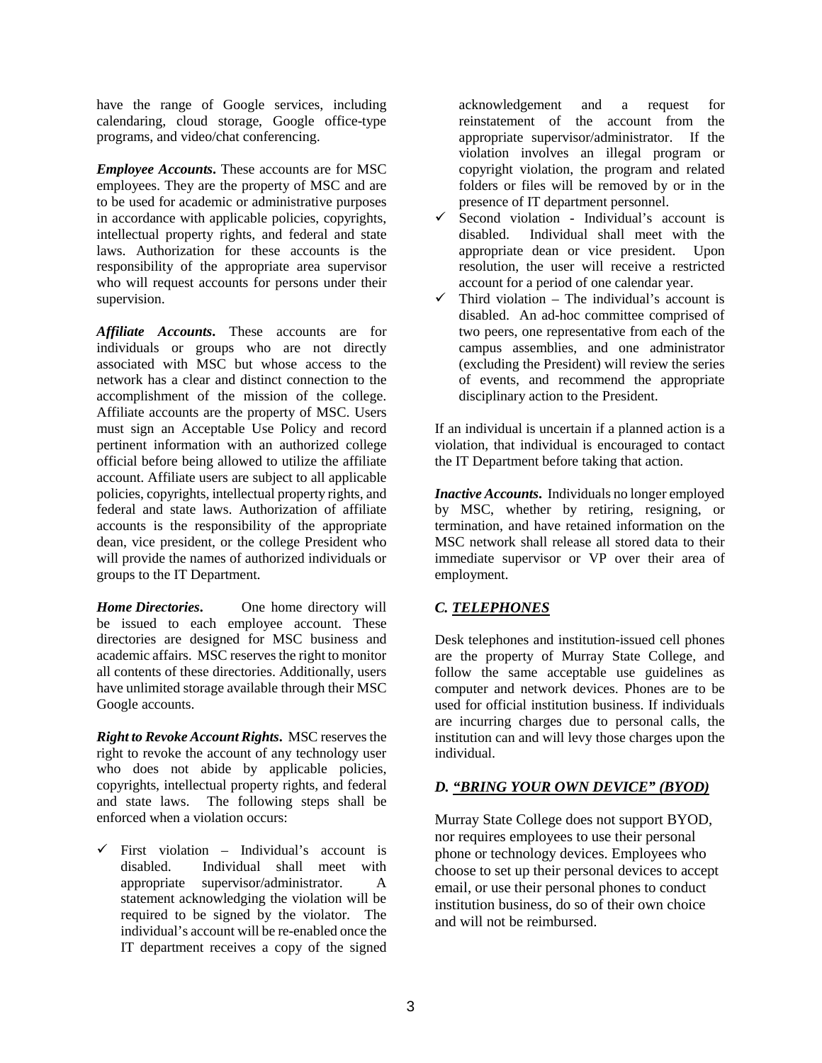have the range of Google services, including calendaring, cloud storage, Google office-type programs, and video/chat conferencing.

***Employee Accounts*.** These accounts are for MSC employees. They are the property of MSC and are to be used for academic or administrative purposes in accordance with applicable policies, copyrights, intellectual property rights, and federal and state laws. Authorization for these accounts is the responsibility of the appropriate area supervisor who will request accounts for persons under their supervision.

***Affiliate Accounts*.** These accounts are for individuals or groups who are not directly associated with MSC but whose access to the network has a clear and distinct connection to the accomplishment of the mission of the college. Affiliate accounts are the property of MSC. Users must sign an Acceptable Use Policy and record pertinent information with an authorized college official before being allowed to utilize the affiliate account. Affiliate users are subject to all applicable policies, copyrights, intellectual property rights, and federal and state laws. Authorization of affiliate accounts is the responsibility of the appropriate dean, vice president, or the college President who will provide the names of authorized individuals or groups to the IT Department.

***Home Directories*.** One home directory will be issued to each employee account. These directories are designed for MSC business and academic affairs. MSC reserves the right to monitor all contents of these directories. Additionally, users have unlimited storage available through their MSC Google accounts.

***Right to Revoke Account Rights*.** MSC reserves the right to revoke the account of any technology user who does not abide by applicable policies, copyrights, intellectual property rights, and federal and state laws. The following steps shall be enforced when a violation occurs:

- ✓ First violation – Individual's account is disabled. Individual shall meet with appropriate supervisor/administrator. A statement acknowledging the violation will be required to be signed by the violator. The individual's account will be re-enabled once the IT department receives a copy of the signed acknowledgement and a request for reinstatement of the account from the appropriate supervisor/administrator. If the violation involves an illegal program or copyright violation, the program and related folders or files will be removed by or in the presence of IT department personnel.
- ✓ Second violation - Individual's account is disabled. Individual shall meet with the appropriate dean or vice president. Upon resolution, the user will receive a restricted account for a period of one calendar year.
- ✓ Third violation – The individual's account is disabled. An ad-hoc committee comprised of two peers, one representative from each of the campus assemblies, and one administrator (excluding the President) will review the series of events, and recommend the appropriate disciplinary action to the President.

If an individual is uncertain if a planned action is a violation, that individual is encouraged to contact the IT Department before taking that action.

***Inactive Accounts*.** Individuals no longer employed by MSC, whether by retiring, resigning, or termination, and have retained information on the MSC network shall release all stored data to their immediate supervisor or VP over their area of employment.

## *C. TELEPHONES*

Desk telephones and institution-issued cell phones are the property of Murray State College, and follow the same acceptable use guidelines as computer and network devices. Phones are to be used for official institution business. If individuals are incurring charges due to personal calls, the institution can and will levy those charges upon the individual.

## *D. "BRING YOUR OWN DEVICE" (BYOD)*

Murray State College does not support BYOD, nor requires employees to use their personal phone or technology devices. Employees who choose to set up their personal devices to accept email, or use their personal phones to conduct institution business, do so of their own choice and will not be reimbursed.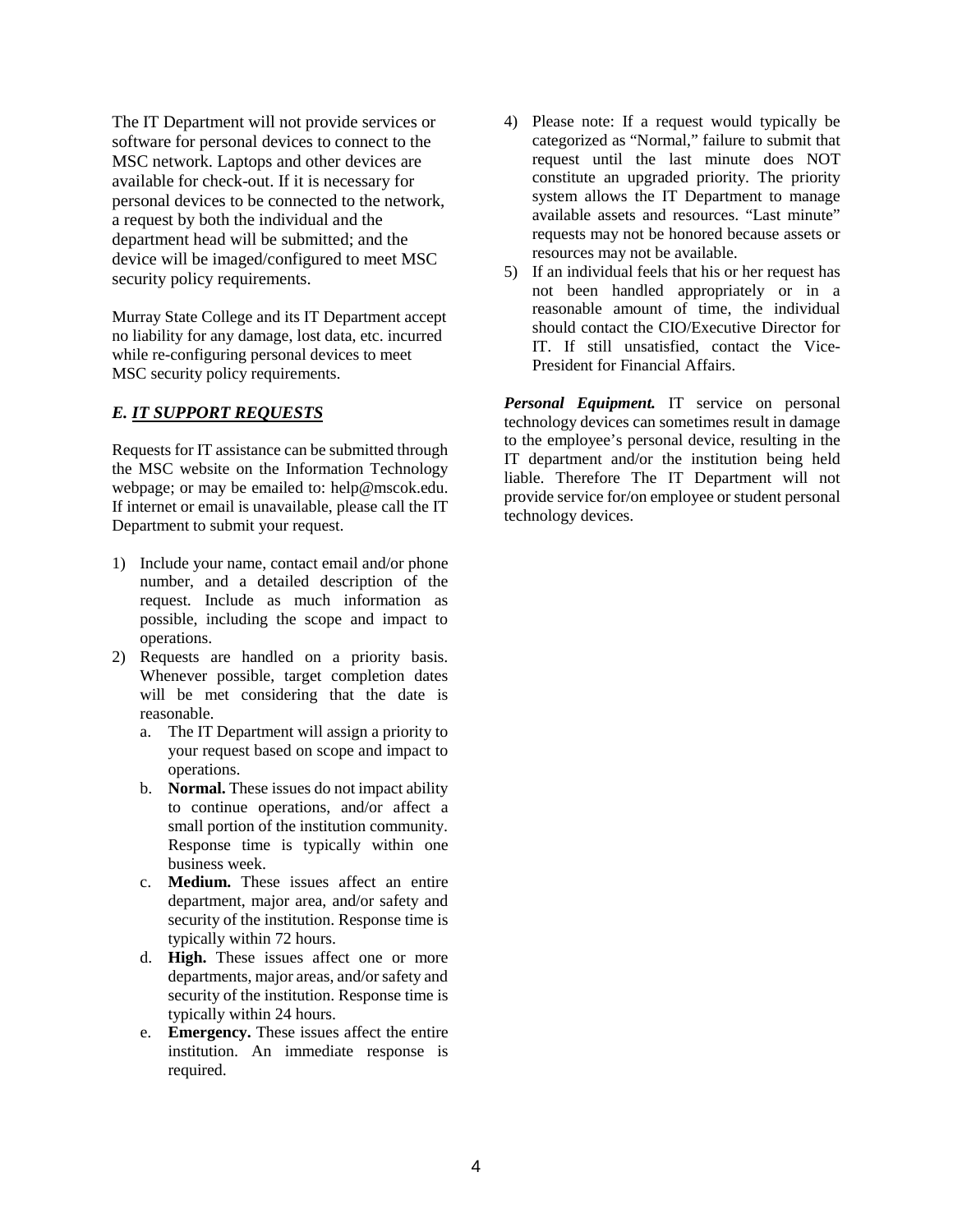The IT Department will not provide services or software for personal devices to connect to the MSC network. Laptops and other devices are available for check-out. If it is necessary for personal devices to be connected to the network, a request by both the individual and the department head will be submitted; and the device will be imaged/configured to meet MSC security policy requirements.

Murray State College and its IT Department accept no liability for any damage, lost data, etc. incurred while re-configuring personal devices to meet MSC security policy requirements.

### *E. IT SUPPORT REQUESTS*

Requests for IT assistance can be submitted through the MSC website on the Information Technology webpage; or may be emailed to: help@mscok.edu. If internet or email is unavailable, please call the IT Department to submit your request.

1) Include your name, contact email and/or phone number, and a detailed description of the request. Include as much information as possible, including the scope and impact to operations.
2) Requests are handled on a priority basis. Whenever possible, target completion dates will be met considering that the date is reasonable.
    a. The IT Department will assign a priority to your request based on scope and impact to operations.
    b. **Normal.** These issues do not impact ability to continue operations, and/or affect a small portion of the institution community. Response time is typically within one business week.
    c. **Medium.** These issues affect an entire department, major area, and/or safety and security of the institution. Response time is typically within 72 hours.
    d. **High.** These issues affect one or more departments, major areas, and/or safety and security of the institution. Response time is typically within 24 hours.
    e. **Emergency.** These issues affect the entire institution. An immediate response is required.
4) Please note: If a request would typically be categorized as "Normal," failure to submit that request until the last minute does NOT constitute an upgraded priority. The priority system allows the IT Department to manage available assets and resources. "Last minute" requests may not be honored because assets or resources may not be available.
5) If an individual feels that his or her request has not been handled appropriately or in a reasonable amount of time, the individual should contact the CIO/Executive Director for IT. If still unsatisfied, contact the Vice-President for Financial Affairs.

***Personal Equipment.*** IT service on personal technology devices can sometimes result in damage to the employee's personal device, resulting in the IT department and/or the institution being held liable. Therefore The IT Department will not provide service for/on employee or student personal technology devices.